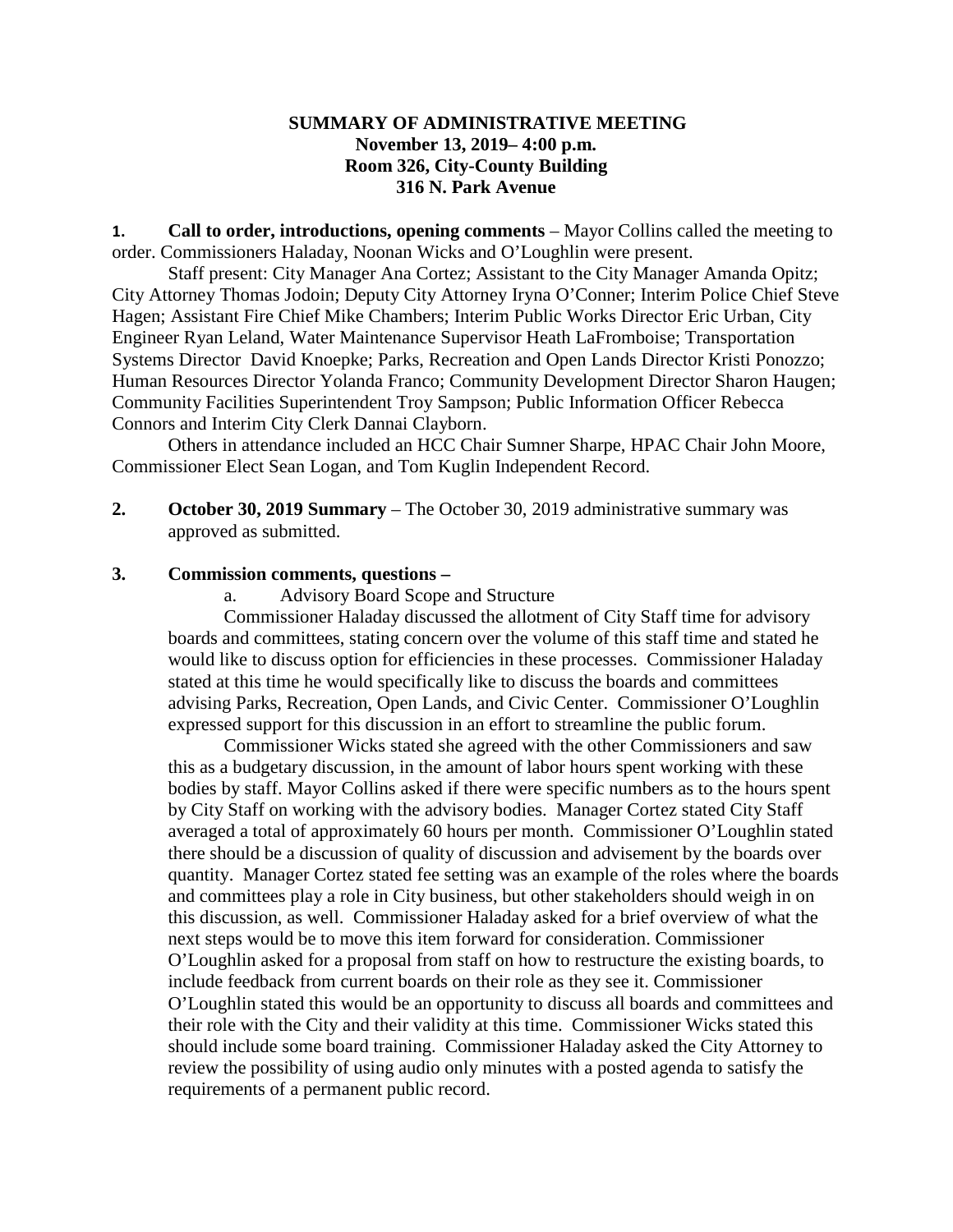**SUMMARY OF ADMINISTRATIVE MEETING**
**November 13, 2019– 4:00 p.m.**
**Room 326, City-County Building**
**316 N. Park Avenue**

**1. Call to order, introductions, opening comments** – Mayor Collins called the meeting to order. Commissioners Haladay, Noonan Wicks and O'Loughlin were present.

Staff present: City Manager Ana Cortez; Assistant to the City Manager Amanda Opitz; City Attorney Thomas Jodoin; Deputy City Attorney Iryna O'Conner; Interim Police Chief Steve Hagen; Assistant Fire Chief Mike Chambers; Interim Public Works Director Eric Urban, City Engineer Ryan Leland, Water Maintenance Supervisor Heath LaFromboise; Transportation Systems Director David Knoepke; Parks, Recreation and Open Lands Director Kristi Ponozzo; Human Resources Director Yolanda Franco; Community Development Director Sharon Haugen; Community Facilities Superintendent Troy Sampson; Public Information Officer Rebecca Connors and Interim City Clerk Dannai Clayborn.

Others in attendance included an HCC Chair Sumner Sharpe, HPAC Chair John Moore, Commissioner Elect Sean Logan, and Tom Kuglin Independent Record.

**2. October 30, 2019 Summary** – The October 30, 2019 administrative summary was approved as submitted.

**3. Commission comments, questions –**

a. Advisory Board Scope and Structure

Commissioner Haladay discussed the allotment of City Staff time for advisory boards and committees, stating concern over the volume of this staff time and stated he would like to discuss option for efficiencies in these processes. Commissioner Haladay stated at this time he would specifically like to discuss the boards and committees advising Parks, Recreation, Open Lands, and Civic Center. Commissioner O'Loughlin expressed support for this discussion in an effort to streamline the public forum.

Commissioner Wicks stated she agreed with the other Commissioners and saw this as a budgetary discussion, in the amount of labor hours spent working with these bodies by staff. Mayor Collins asked if there were specific numbers as to the hours spent by City Staff on working with the advisory bodies. Manager Cortez stated City Staff averaged a total of approximately 60 hours per month. Commissioner O'Loughlin stated there should be a discussion of quality of discussion and advisement by the boards over quantity. Manager Cortez stated fee setting was an example of the roles where the boards and committees play a role in City business, but other stakeholders should weigh in on this discussion, as well. Commissioner Haladay asked for a brief overview of what the next steps would be to move this item forward for consideration. Commissioner O'Loughlin asked for a proposal from staff on how to restructure the existing boards, to include feedback from current boards on their role as they see it. Commissioner O'Loughlin stated this would be an opportunity to discuss all boards and committees and their role with the City and their validity at this time. Commissioner Wicks stated this should include some board training. Commissioner Haladay asked the City Attorney to review the possibility of using audio only minutes with a posted agenda to satisfy the requirements of a permanent public record.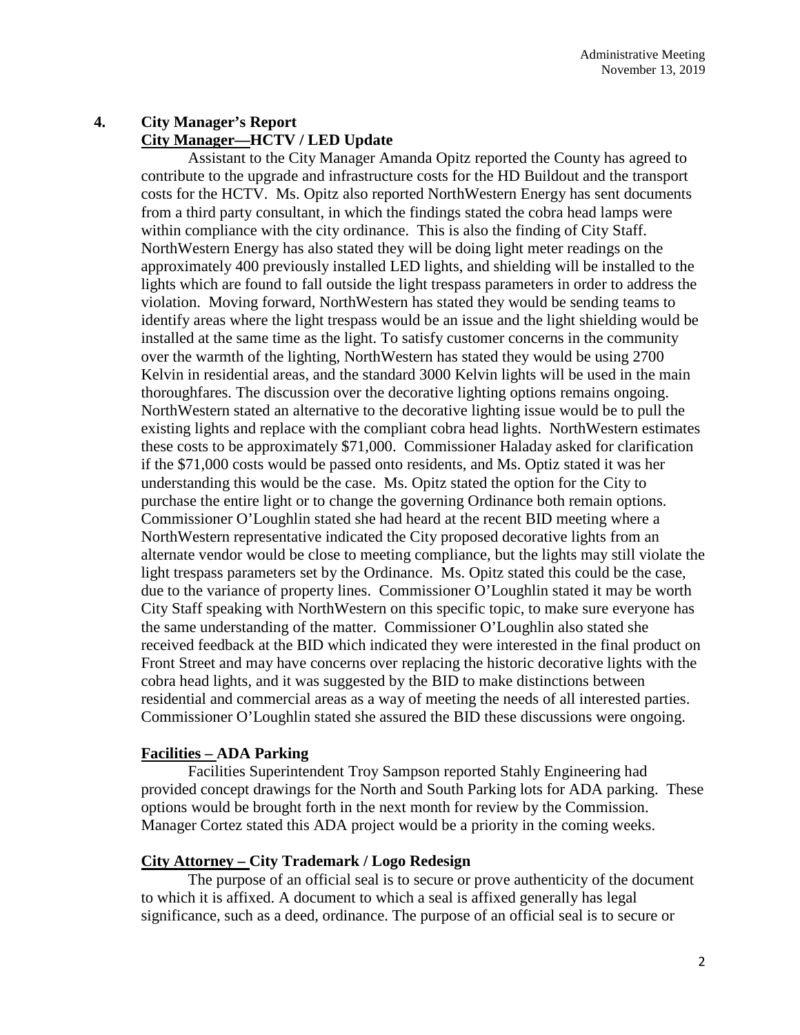## 4. City Manager's Report

**City Manager—HCTV / LED Update**

Assistant to the City Manager Amanda Opitz reported the County has agreed to contribute to the upgrade and infrastructure costs for the HD Buildout and the transport costs for the HCTV. Ms. Opitz also reported NorthWestern Energy has sent documents from a third party consultant, in which the findings stated the cobra head lamps were within compliance with the city ordinance. This is also the finding of City Staff. NorthWestern Energy has also stated they will be doing light meter readings on the approximately 400 previously installed LED lights, and shielding will be installed to the lights which are found to fall outside the light trespass parameters in order to address the violation. Moving forward, NorthWestern has stated they would be sending teams to identify areas where the light trespass would be an issue and the light shielding would be installed at the same time as the light. To satisfy customer concerns in the community over the warmth of the lighting, NorthWestern has stated they would be using 2700 Kelvin in residential areas, and the standard 3000 Kelvin lights will be used in the main thoroughfares. The discussion over the decorative lighting options remains ongoing. NorthWestern stated an alternative to the decorative lighting issue would be to pull the existing lights and replace with the compliant cobra head lights. NorthWestern estimates these costs to be approximately $71,000. Commissioner Haladay asked for clarification if the $71,000 costs would be passed onto residents, and Ms. Optiz stated it was her understanding this would be the case. Ms. Opitz stated the option for the City to purchase the entire light or to change the governing Ordinance both remain options. Commissioner O'Loughlin stated she had heard at the recent BID meeting where a NorthWestern representative indicated the City proposed decorative lights from an alternate vendor would be close to meeting compliance, but the lights may still violate the light trespass parameters set by the Ordinance. Ms. Opitz stated this could be the case, due to the variance of property lines. Commissioner O'Loughlin stated it may be worth City Staff speaking with NorthWestern on this specific topic, to make sure everyone has the same understanding of the matter. Commissioner O'Loughlin also stated she received feedback at the BID which indicated they were interested in the final product on Front Street and may have concerns over replacing the historic decorative lights with the cobra head lights, and it was suggested by the BID to make distinctions between residential and commercial areas as a way of meeting the needs of all interested parties. Commissioner O'Loughlin stated she assured the BID these discussions were ongoing.

**Facilities – ADA Parking**

Facilities Superintendent Troy Sampson reported Stahly Engineering had provided concept drawings for the North and South Parking lots for ADA parking. These options would be brought forth in the next month for review by the Commission. Manager Cortez stated this ADA project would be a priority in the coming weeks.

**City Attorney – City Trademark / Logo Redesign**

The purpose of an official seal is to secure or prove authenticity of the document to which it is affixed. A document to which a seal is affixed generally has legal significance, such as a deed, ordinance. The purpose of an official seal is to secure or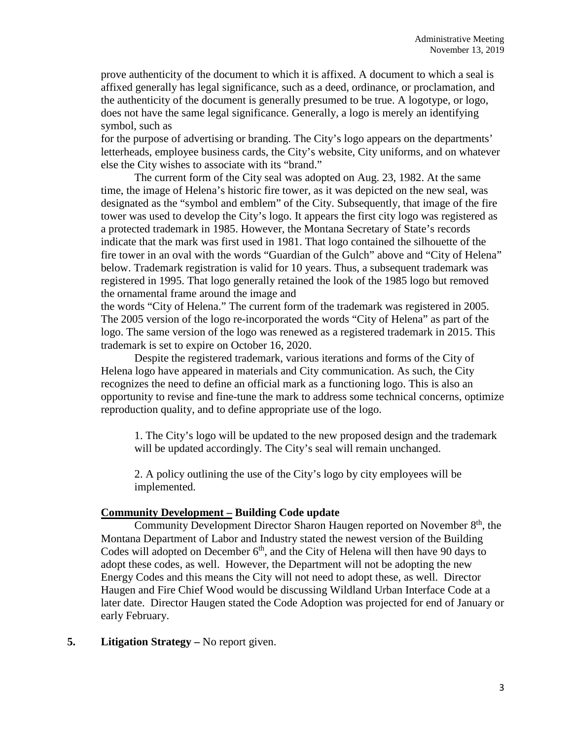prove authenticity of the document to which it is affixed. A document to which a seal is affixed generally has legal significance, such as a deed, ordinance, or proclamation, and the authenticity of the document is generally presumed to be true. A logotype, or logo, does not have the same legal significance. Generally, a logo is merely an identifying symbol, such as for the purpose of advertising or branding. The City's logo appears on the departments' letterheads, employee business cards, the City's website, City uniforms, and on whatever else the City wishes to associate with its "brand."

The current form of the City seal was adopted on Aug. 23, 1982. At the same time, the image of Helena's historic fire tower, as it was depicted on the new seal, was designated as the "symbol and emblem" of the City. Subsequently, that image of the fire tower was used to develop the City's logo. It appears the first city logo was registered as a protected trademark in 1985. However, the Montana Secretary of State's records indicate that the mark was first used in 1981. That logo contained the silhouette of the fire tower in an oval with the words "Guardian of the Gulch" above and "City of Helena" below. Trademark registration is valid for 10 years. Thus, a subsequent trademark was registered in 1995. That logo generally retained the look of the 1985 logo but removed the ornamental frame around the image and the words "City of Helena." The current form of the trademark was registered in 2005. The 2005 version of the logo re-incorporated the words "City of Helena" as part of the logo. The same version of the logo was renewed as a registered trademark in 2015. This trademark is set to expire on October 16, 2020.

Despite the registered trademark, various iterations and forms of the City of Helena logo have appeared in materials and City communication. As such, the City recognizes the need to define an official mark as a functioning logo. This is also an opportunity to revise and fine-tune the mark to address some technical concerns, optimize reproduction quality, and to define appropriate use of the logo.

1. The City's logo will be updated to the new proposed design and the trademark will be updated accordingly. The City's seal will remain unchanged.

2. A policy outlining the use of the City's logo by city employees will be implemented.

**Community Development – Building Code update**

Community Development Director Sharon Haugen reported on November 8th, the Montana Department of Labor and Industry stated the newest version of the Building Codes will adopted on December 6th, and the City of Helena will then have 90 days to adopt these codes, as well. However, the Department will not be adopting the new Energy Codes and this means the City will not need to adopt these, as well. Director Haugen and Fire Chief Wood would be discussing Wildland Urban Interface Code at a later date. Director Haugen stated the Code Adoption was projected for end of January or early February.

**5. Litigation Strategy –** No report given.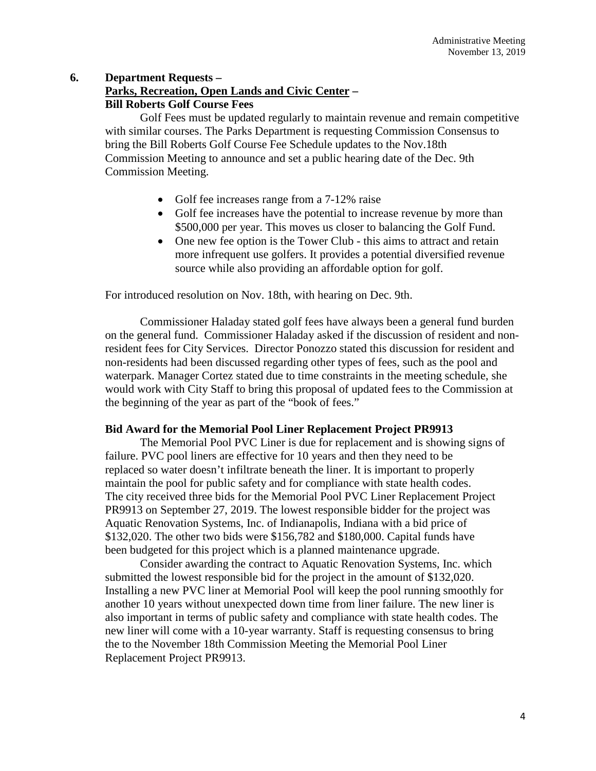## 6. Department Requests –

**<u>Parks, Recreation, Open Lands and Civic Center</u> –**

**Bill Roberts Golf Course Fees**

Golf Fees must be updated regularly to maintain revenue and remain competitive with similar courses. The Parks Department is requesting Commission Consensus to bring the Bill Roberts Golf Course Fee Schedule updates to the Nov.18th Commission Meeting to announce and set a public hearing date of the Dec. 9th Commission Meeting.

- Golf fee increases range from a 7-12% raise
- Golf fee increases have the potential to increase revenue by more than $500,000 per year. This moves us closer to balancing the Golf Fund.
- One new fee option is the Tower Club - this aims to attract and retain more infrequent use golfers. It provides a potential diversified revenue source while also providing an affordable option for golf.

For introduced resolution on Nov. 18th, with hearing on Dec. 9th.

Commissioner Haladay stated golf fees have always been a general fund burden on the general fund. Commissioner Haladay asked if the discussion of resident and non-resident fees for City Services. Director Ponozzo stated this discussion for resident and non-residents had been discussed regarding other types of fees, such as the pool and waterpark. Manager Cortez stated due to time constraints in the meeting schedule, she would work with City Staff to bring this proposal of updated fees to the Commission at the beginning of the year as part of the "book of fees."

**Bid Award for the Memorial Pool Liner Replacement Project PR9913**

The Memorial Pool PVC Liner is due for replacement and is showing signs of failure. PVC pool liners are effective for 10 years and then they need to be replaced so water doesn't infiltrate beneath the liner. It is important to properly maintain the pool for public safety and for compliance with state health codes. The city received three bids for the Memorial Pool PVC Liner Replacement Project PR9913 on September 27, 2019. The lowest responsible bidder for the project was Aquatic Renovation Systems, Inc. of Indianapolis, Indiana with a bid price of $132,020. The other two bids were $156,782 and $180,000. Capital funds have been budgeted for this project which is a planned maintenance upgrade.

Consider awarding the contract to Aquatic Renovation Systems, Inc. which submitted the lowest responsible bid for the project in the amount of $132,020. Installing a new PVC liner at Memorial Pool will keep the pool running smoothly for another 10 years without unexpected down time from liner failure. The new liner is also important in terms of public safety and compliance with state health codes. The new liner will come with a 10-year warranty. Staff is requesting consensus to bring the to the November 18th Commission Meeting the Memorial Pool Liner Replacement Project PR9913.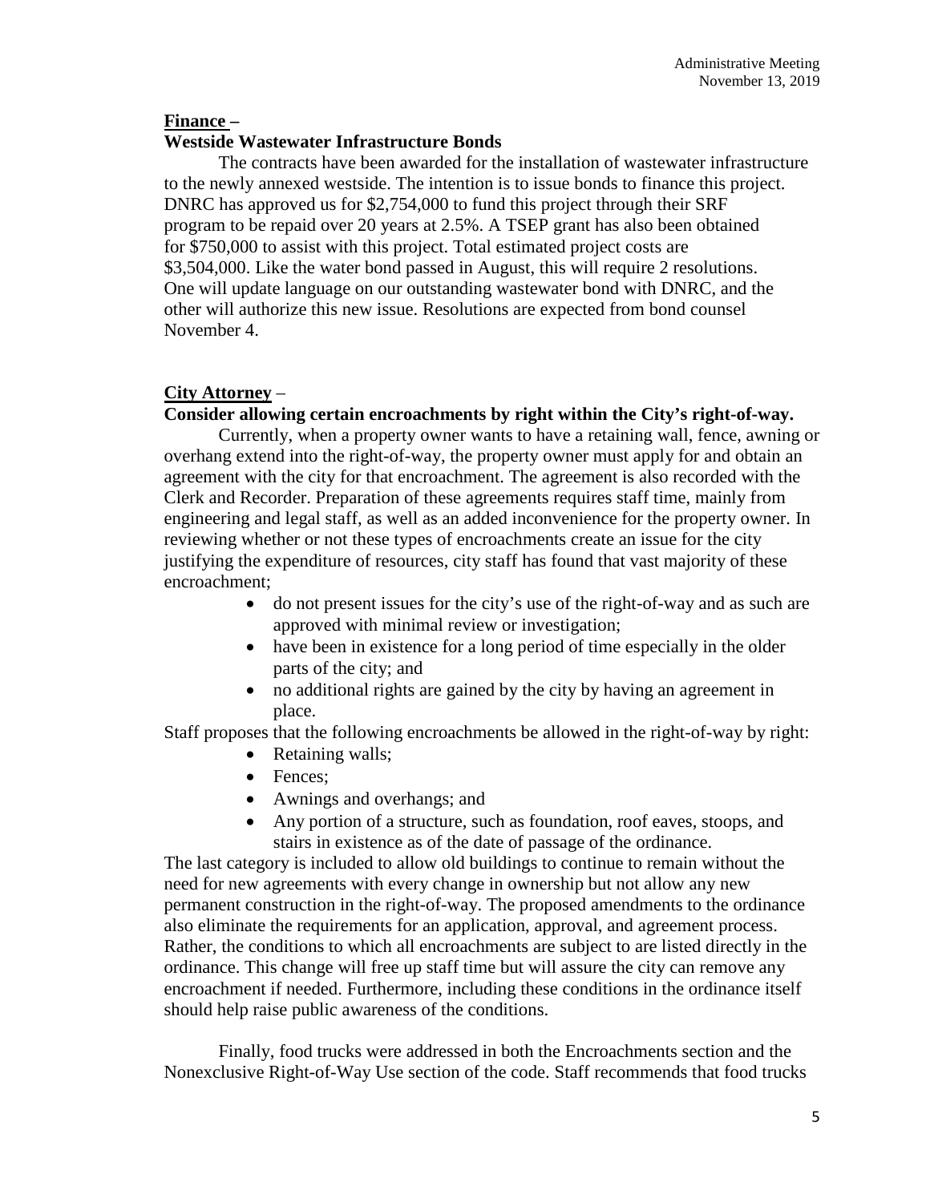**Finance –**

**Westside Wastewater Infrastructure Bonds**

The contracts have been awarded for the installation of wastewater infrastructure to the newly annexed westside. The intention is to issue bonds to finance this project. DNRC has approved us for $2,754,000 to fund this project through their SRF program to be repaid over 20 years at 2.5%. A TSEP grant has also been obtained for $750,000 to assist with this project. Total estimated project costs are $3,504,000. Like the water bond passed in August, this will require 2 resolutions. One will update language on our outstanding wastewater bond with DNRC, and the other will authorize this new issue. Resolutions are expected from bond counsel November 4.

**City Attorney** –

**Consider allowing certain encroachments by right within the City's right-of-way.**

Currently, when a property owner wants to have a retaining wall, fence, awning or overhang extend into the right-of-way, the property owner must apply for and obtain an agreement with the city for that encroachment. The agreement is also recorded with the Clerk and Recorder. Preparation of these agreements requires staff time, mainly from engineering and legal staff, as well as an added inconvenience for the property owner. In reviewing whether or not these types of encroachments create an issue for the city justifying the expenditure of resources, city staff has found that vast majority of these encroachment;

- do not present issues for the city's use of the right-of-way and as such are approved with minimal review or investigation;
- have been in existence for a long period of time especially in the older parts of the city; and
- no additional rights are gained by the city by having an agreement in place.

Staff proposes that the following encroachments be allowed in the right-of-way by right:

- Retaining walls;
- Fences;
- Awnings and overhangs; and
- Any portion of a structure, such as foundation, roof eaves, stoops, and stairs in existence as of the date of passage of the ordinance.

The last category is included to allow old buildings to continue to remain without the need for new agreements with every change in ownership but not allow any new permanent construction in the right-of-way. The proposed amendments to the ordinance also eliminate the requirements for an application, approval, and agreement process. Rather, the conditions to which all encroachments are subject to are listed directly in the ordinance. This change will free up staff time but will assure the city can remove any encroachment if needed. Furthermore, including these conditions in the ordinance itself should help raise public awareness of the conditions.

Finally, food trucks were addressed in both the Encroachments section and the Nonexclusive Right-of-Way Use section of the code. Staff recommends that food trucks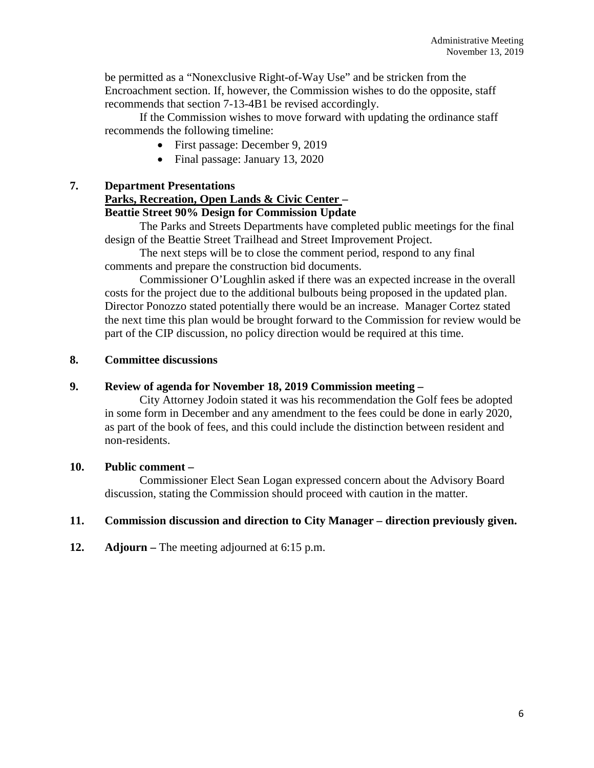be permitted as a "Nonexclusive Right-of-Way Use" and be stricken from the Encroachment section. If, however, the Commission wishes to do the opposite, staff recommends that section 7-13-4B1 be revised accordingly.

If the Commission wishes to move forward with updating the ordinance staff recommends the following timeline:

- First passage: December 9, 2019
- Final passage: January 13, 2020

**7. Department Presentations**

**Parks, Recreation, Open Lands & Civic Center –**

**Beattie Street 90% Design for Commission Update**

The Parks and Streets Departments have completed public meetings for the final design of the Beattie Street Trailhead and Street Improvement Project.

The next steps will be to close the comment period, respond to any final comments and prepare the construction bid documents.

Commissioner O'Loughlin asked if there was an expected increase in the overall costs for the project due to the additional bulbouts being proposed in the updated plan. Director Ponozzo stated potentially there would be an increase. Manager Cortez stated the next time this plan would be brought forward to the Commission for review would be part of the CIP discussion, no policy direction would be required at this time.

**8. Committee discussions**

**9. Review of agenda for November 18, 2019 Commission meeting –**

City Attorney Jodoin stated it was his recommendation the Golf fees be adopted in some form in December and any amendment to the fees could be done in early 2020, as part of the book of fees, and this could include the distinction between resident and non-residents.

**10. Public comment –**

Commissioner Elect Sean Logan expressed concern about the Advisory Board discussion, stating the Commission should proceed with caution in the matter.

**11. Commission discussion and direction to City Manager – direction previously given.**

**12. Adjourn –** The meeting adjourned at 6:15 p.m.